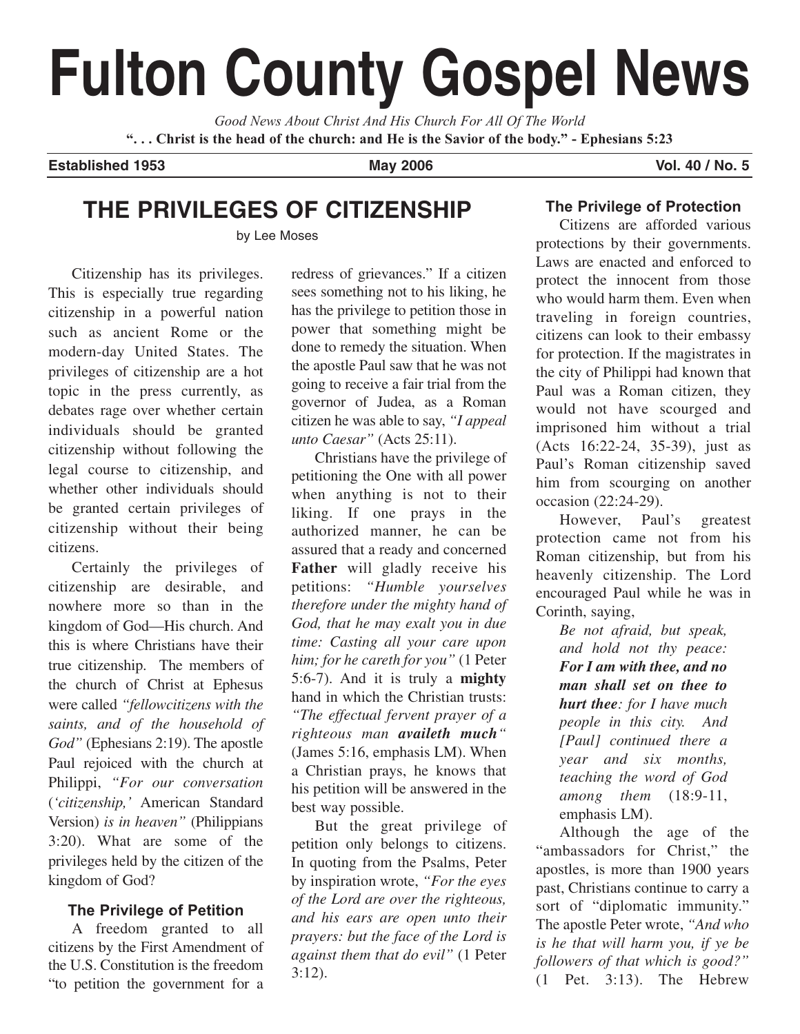# Fulton County Gospel News

*Good News About Christ And His Church For All Of The World*

**". . . Christ is the head of the church: and He is the Savior of the body." - Ephesians 5:23**

**Established 1953** | **May 2006** | **Vol. 40 / No. 5**

## THE PRIVILEGES OF CITIZENSHIP

by Lee Moses

Citizenship has its privileges. This is especially true regarding citizenship in a powerful nation such as ancient Rome or the modern-day United States. The privileges of citizenship are a hot topic in the press currently, as debates rage over whether certain individuals should be granted citizenship without following the legal course to citizenship, and whether other individuals should be granted certain privileges of citizenship without their being citizens.

Certainly the privileges of citizenship are desirable, and nowhere more so than in the kingdom of God—His church. And this is where Christians have their true citizenship. The members of the church of Christ at Ephesus were called *"fellowcitizens with the saints, and of the household of God"* (Ephesians 2:19). The apostle Paul rejoiced with the church at Philippi, *"For our conversation* (*'citizenship,'* American Standard Version) *is in heaven"* (Philippians 3:20). What are some of the privileges held by the citizen of the kingdom of God?

### The Privilege of Petition

A freedom granted to all citizens by the First Amendment of the U.S. Constitution is the freedom "to petition the government for a redress of grievances." If a citizen sees something not to his liking, he has the privilege to petition those in power that something might be done to remedy the situation. When the apostle Paul saw that he was not going to receive a fair trial from the governor of Judea, as a Roman citizen he was able to say, *"I appeal unto Caesar"* (Acts 25:11).

Christians have the privilege of petitioning the One with all power when anything is not to their liking. If one prays in the authorized manner, he can be assured that a ready and concerned **Father** will gladly receive his petitions: *"Humble yourselves therefore under the mighty hand of God, that he may exalt you in due time: Casting all your care upon him; for he careth for you"* (1 Peter 5:6-7). And it is truly a **mighty** hand in which the Christian trusts: *"The effectual fervent prayer of a righteous man* ***availeth much"*** (James 5:16, emphasis LM). When a Christian prays, he knows that his petition will be answered in the best way possible.

But the great privilege of petition only belongs to citizens. In quoting from the Psalms, Peter by inspiration wrote, *"For the eyes of the Lord are over the righteous, and his ears are open unto their prayers: but the face of the Lord is against them that do evil"* (1 Peter 3:12).

### The Privilege of Protection

Citizens are afforded various protections by their governments. Laws are enacted and enforced to protect the innocent from those who would harm them. Even when traveling in foreign countries, citizens can look to their embassy for protection. If the magistrates in the city of Philippi had known that Paul was a Roman citizen, they would not have scourged and imprisoned him without a trial (Acts 16:22-24, 35-39), just as Paul's Roman citizenship saved him from scourging on another occasion (22:24-29).

However, Paul's greatest protection came not from his Roman citizenship, but from his heavenly citizenship. The Lord encouraged Paul while he was in Corinth, saying,

> *Be not afraid, but speak, and hold not thy peace:* ***For I am with thee, and no man shall set on thee to hurt thee****: for I have much people in this city. And [Paul] continued there a year and six months, teaching the word of God among them* (18:9-11, emphasis LM).

Although the age of the "ambassadors for Christ," the apostles, is more than 1900 years past, Christians continue to carry a sort of "diplomatic immunity." The apostle Peter wrote, *"And who is he that will harm you, if ye be followers of that which is good?"* (1 Pet. 3:13). The Hebrew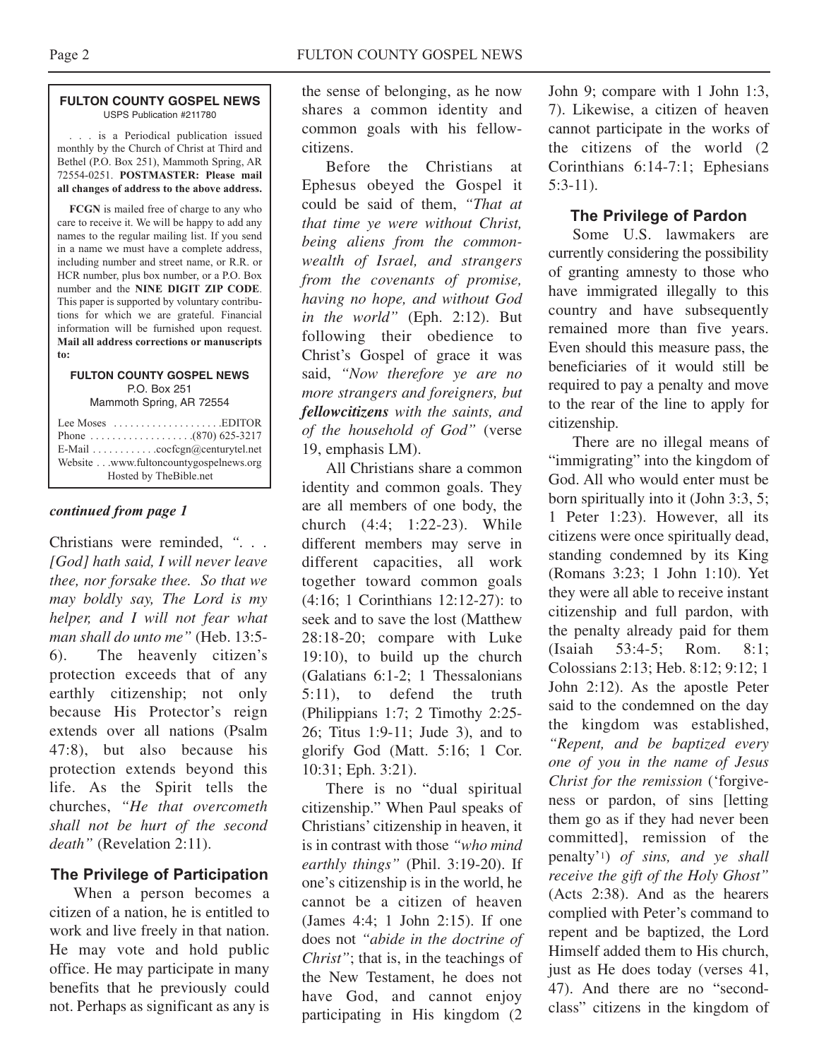**FULTON COUNTY GOSPEL NEWS**
USPS Publication #211780

. . . is a Periodical publication issued monthly by the Church of Christ at Third and Bethel (P.O. Box 251), Mammoth Spring, AR 72554-0251. **POSTMASTER: Please mail all changes of address to the above address.**

**FCGN** is mailed free of charge to any who care to receive it. We will be happy to add any names to the regular mailing list. If you send in a name we must have a complete address, including number and street name, or R.R. or HCR number, plus box number, or a P.O. Box number and the **NINE DIGIT ZIP CODE**. This paper is supported by voluntary contributions for which we are grateful. Financial information will be furnished upon request. **Mail all address corrections or manuscripts to:**

**FULTON COUNTY GOSPEL NEWS**
P.O. Box 251
Mammoth Spring, AR 72554

Lee Moses . . . . . . . . . . . . . . . . . . .EDITOR
Phone . . . . . . . . . . . . . . . . . .(870) 625-3217
E-Mail . . . . . . . . . . . .cocfcgn@centurytel.net
Website . . .www.fultoncountygospelnews.org
Hosted by TheBible.net

***continued from page 1***

Christians were reminded, *". . . [God] hath said, I will never leave thee, nor forsake thee. So that we may boldly say, The Lord is my helper, and I will not fear what man shall do unto me"* (Heb. 13:5-6). The heavenly citizen's protection exceeds that of any earthly citizenship; not only because His Protector's reign extends over all nations (Psalm 47:8), but also because his protection extends beyond this life. As the Spirit tells the churches, *"He that overcometh shall not be hurt of the second death"* (Revelation 2:11).

### The Privilege of Participation

When a person becomes a citizen of a nation, he is entitled to work and live freely in that nation. He may vote and hold public office. He may participate in many benefits that he previously could not. Perhaps as significant as any is the sense of belonging, as he now shares a common identity and common goals with his fellow-citizens.

Before the Christians at Ephesus obeyed the Gospel it could be said of them, *"That at that time ye were without Christ, being aliens from the commonwealth of Israel, and strangers from the covenants of promise, having no hope, and without God in the world"* (Eph. 2:12). But following their obedience to Christ's Gospel of grace it was said, *"Now therefore ye are no more strangers and foreigners, but **fellowcitizens** with the saints, and of the household of God"* (verse 19, emphasis LM).

All Christians share a common identity and common goals. They are all members of one body, the church (4:4; 1:22-23). While different members may serve in different capacities, all work together toward common goals (4:16; 1 Corinthians 12:12-27): to seek and to save the lost (Matthew 28:18-20; compare with Luke 19:10), to build up the church (Galatians 6:1-2; 1 Thessalonians 5:11), to defend the truth (Philippians 1:7; 2 Timothy 2:25-26; Titus 1:9-11; Jude 3), and to glorify God (Matt. 5:16; 1 Cor. 10:31; Eph. 3:21).

There is no "dual spiritual citizenship." When Paul speaks of Christians' citizenship in heaven, it is in contrast with those *"who mind earthly things"* (Phil. 3:19-20). If one's citizenship is in the world, he cannot be a citizen of heaven (James 4:4; 1 John 2:15). If one does not *"abide in the doctrine of Christ"*; that is, in the teachings of the New Testament, he does not have God, and cannot enjoy participating in His kingdom (2 John 9; compare with 1 John 1:3, 7). Likewise, a citizen of heaven cannot participate in the works of the citizens of the world (2 Corinthians 6:14-7:1; Ephesians 5:3-11).

### The Privilege of Pardon

Some U.S. lawmakers are currently considering the possibility of granting amnesty to those who have immigrated illegally to this country and have subsequently remained more than five years. Even should this measure pass, the beneficiaries of it would still be required to pay a penalty and move to the rear of the line to apply for citizenship.

There are no illegal means of "immigrating" into the kingdom of God. All who would enter must be born spiritually into it (John 3:3, 5; 1 Peter 1:23). However, all its citizens were once spiritually dead, standing condemned by its King (Romans 3:23; 1 John 1:10). Yet they were all able to receive instant citizenship and full pardon, with the penalty already paid for them (Isaiah 53:4-5; Rom. 8:1; Colossians 2:13; Heb. 8:12; 9:12; 1 John 2:12). As the apostle Peter said to the condemned on the day the kingdom was established, *"Repent, and be baptized every one of you in the name of Jesus Christ for the remission* ('forgiveness or pardon, of sins [letting them go as if they had never been committed], remission of the penalty'[1]) *of sins, and ye shall receive the gift of the Holy Ghost"* (Acts 2:38). And as the hearers complied with Peter's command to repent and be baptized, the Lord Himself added them to His church, just as He does today (verses 41, 47). And there are no "second-class" citizens in the kingdom of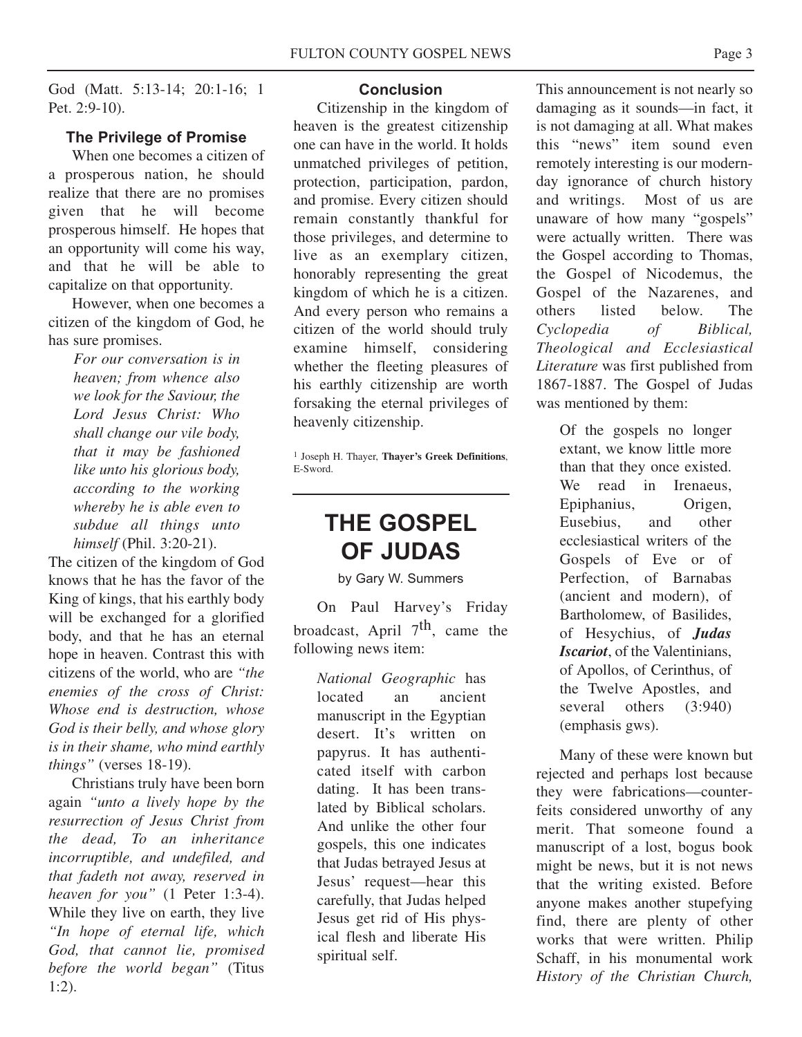God (Matt. 5:13-14; 20:1-16; 1 Pet. 2:9-10).

### The Privilege of Promise

When one becomes a citizen of a prosperous nation, he should realize that there are no promises given that he will become prosperous himself. He hopes that an opportunity will come his way, and that he will be able to capitalize on that opportunity.

However, when one becomes a citizen of the kingdom of God, he has sure promises.

> *For our conversation is in heaven; from whence also we look for the Saviour, the Lord Jesus Christ: Who shall change our vile body, that it may be fashioned like unto his glorious body, according to the working whereby he is able even to subdue all things unto himself* (Phil. 3:20-21).

The citizen of the kingdom of God knows that he has the favor of the King of kings, that his earthly body will be exchanged for a glorified body, and that he has an eternal hope in heaven. Contrast this with citizens of the world, who are *"the enemies of the cross of Christ: Whose end is destruction, whose God is their belly, and whose glory is in their shame, who mind earthly things"* (verses 18-19).

Christians truly have been born again *"unto a lively hope by the resurrection of Jesus Christ from the dead, To an inheritance incorruptible, and undefiled, and that fadeth not away, reserved in heaven for you"* (1 Peter 1:3-4). While they live on earth, they live *"In hope of eternal life, which God, that cannot lie, promised before the world began"* (Titus 1:2).

### Conclusion

Citizenship in the kingdom of heaven is the greatest citizenship one can have in the world. It holds unmatched privileges of petition, protection, participation, pardon, and promise. Every citizen should remain constantly thankful for those privileges, and determine to live as an exemplary citizen, honorably representing the great kingdom of which he is a citizen. And every person who remains a citizen of the world should truly examine himself, considering whether the fleeting pleasures of his earthly citizenship are worth forsaking the eternal privileges of heavenly citizenship.

[1] Joseph H. Thayer, **Thayer's Greek Definitions**, E-Sword.

---

# THE GOSPEL OF JUDAS

by Gary W. Summers

On Paul Harvey's Friday broadcast, April 7th, came the following news item:

> *National Geographic* has located an ancient manuscript in the Egyptian desert. It's written on papyrus. It has authenticated itself with carbon dating. It has been translated by Biblical scholars. And unlike the other four gospels, this one indicates that Judas betrayed Jesus at Jesus' request—hear this carefully, that Judas helped Jesus get rid of His physical flesh and liberate His spiritual self.

This announcement is not nearly so damaging as it sounds—in fact, it is not damaging at all. What makes this "news" item sound even remotely interesting is our modern-day ignorance of church history and writings. Most of us are unaware of how many "gospels" were actually written. There was the Gospel according to Thomas, the Gospel of Nicodemus, the Gospel of the Nazarenes, and others listed below. The *Cyclopedia of Biblical, Theological and Ecclesiastical Literature* was first published from 1867-1887. The Gospel of Judas was mentioned by them:

> Of the gospels no longer extant, we know little more than that they once existed. We read in Irenaeus, Epiphanius, Origen, Eusebius, and other ecclesiastical writers of the Gospels of Eve or of Perfection, of Barnabas (ancient and modern), of Bartholomew, of Basilides, of Hesychius, of ***Judas Iscariot***, of the Valentinians, of Apollos, of Cerinthus, of the Twelve Apostles, and several others (3:940) (emphasis gws).

Many of these were known but rejected and perhaps lost because they were fabrications—counterfeits considered unworthy of any merit. That someone found a manuscript of a lost, bogus book might be news, but it is not news that the writing existed. Before anyone makes another stupefying find, there are plenty of other works that were written. Philip Schaff, in his monumental work *History of the Christian Church,*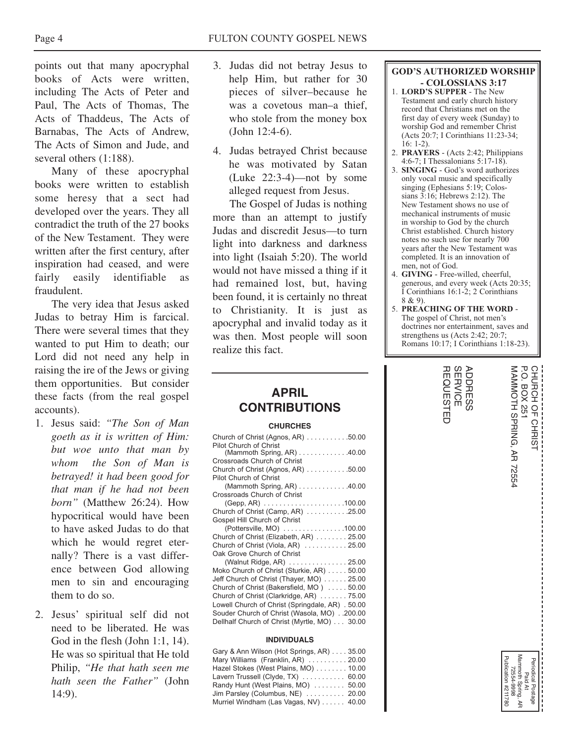points out that many apocryphal books of Acts were written, including The Acts of Peter and Paul, The Acts of Thomas, The Acts of Thaddeus, The Acts of Barnabas, The Acts of Andrew, The Acts of Simon and Jude, and several others (1:188).

Many of these apocryphal books were written to establish some heresy that a sect had developed over the years. They all contradict the truth of the 27 books of the New Testament. They were written after the first century, after inspiration had ceased, and were fairly easily identifiable as fraudulent.

The very idea that Jesus asked Judas to betray Him is farcical. There were several times that they wanted to put Him to death; our Lord did not need any help in raising the ire of the Jews or giving them opportunities. But consider these facts (from the real gospel accounts).

1. Jesus said: *"The Son of Man goeth as it is written of Him: but woe unto that man by whom the Son of Man is betrayed! it had been good for that man if he had not been born"* (Matthew 26:24). How hypocritical would have been to have asked Judas to do that which he would regret eternally? There is a vast difference between God allowing men to sin and encouraging them to do so.
2. Jesus' spiritual self did not need to be liberated. He was God in the flesh (John 1:1, 14). He was so spiritual that He told Philip, *"He that hath seen me hath seen the Father"* (John 14:9).
3. Judas did not betray Jesus to help Him, but rather for 30 pieces of silver–because he was a covetous man–a thief, who stole from the money box (John 12:4-6).
4. Judas betrayed Christ because he was motivated by Satan (Luke 22:3-4)—not by some alleged request from Jesus.

The Gospel of Judas is nothing more than an attempt to justify Judas and discredit Jesus—to turn light into darkness and darkness into light (Isaiah 5:20). The world would not have missed a thing if it had remained lost, but, having been found, it is certainly no threat to Christianity. It is just as apocryphal and invalid today as it was then. Most people will soon realize this fact.

## APRIL CONTRIBUTIONS

### CHURCHES

Church of Christ (Agnos, AR) . . . . . . . . . . .50.00
Pilot Church of Christ (Mammoth Spring, AR) . . . . . . . . . . . .40.00
Crossroads Church of Christ
Church of Christ (Agnos, AR) . . . . . . . . . . .50.00
Pilot Church of Christ (Mammoth Spring, AR) . . . . . . . . . . . .40.00
Crossroads Church of Christ (Gepp, AR) . . . . . . . . . . . . . . . . . . . .100.00
Church of Christ (Camp, AR) . . . . . . . . . . .25.00
Gospel Hill Church of Christ (Pottersville, MO) . . . . . . . . . . . . . . . .100.00
Church of Christ (Elizabeth, AR) . . . . . . . . 25.00
Church of Christ (Viola, AR) . . . . . . . . . . . 25.00
Oak Grove Church of Christ (Walnut Ridge, AR) . . . . . . . . . . . . . . . 25.00
Moko Church of Christ (Sturkie, AR) . . . . . 50.00
Jeff Church of Christ (Thayer, MO) . . . . . . 25.00
Church of Christ (Bakersfield, MO ) . . . . . 50.00
Church of Christ (Clarkridge, AR) . . . . . . . 75.00
Lowell Church of Christ (Springdale, AR) . 50.00
Souder Church of Christ (Wasola, MO) . .200.00
Dellhalf Church of Christ (Myrtle, MO) . . . 30.00

### INDIVIDUALS

Gary & Ann Wilson (Hot Springs, AR) . . . . 35.00
Mary Williams (Franklin, AR) . . . . . . . . . . 20.00
Hazel Stokes (West Plains, MO) . . . . . . . . 10.00
Lavern Trussell (Clyde, TX) . . . . . . . . . . . 60.00
Randy Hunt (West Plains, MO) . . . . . . . . 50.00
Jim Parsley (Columbus, NE) . . . . . . . . . . 20.00
Murriel Windham (Las Vegas, NV) . . . . . . 40.00

## GOD'S AUTHORIZED WORSHIP - COLOSSIANS 3:17

1. **LORD'S SUPPER** - The New Testament and early church history record that Christians met on the first day of every week (Sunday) to worship God and remember Christ (Acts 20:7; I Corinthians 11:23-34; 16: 1-2).
2. **PRAYERS** - (Acts 2:42; Philippians 4:6-7; I Thessalonians 5:17-18).
3. **SINGING** - God's word authorizes only vocal music and specifically singing (Ephesians 5:19; Colossians 3:16; Hebrews 2:12). The New Testament shows no use of mechanical instruments of music in worship to God by the church Christ established. Church history notes no such use for nearly 700 years after the New Testament was completed. It is an innovation of men, not of God.
4. **GIVING** - Free-willed, cheerful, generous, and every week (Acts 20:35; I Corinthians 16:1-2; 2 Corinthians 8 & 9).
5. **PREACHING OF THE WORD** - The gospel of Christ, not men's doctrines nor entertainment, saves and strengthens us (Acts 2:42; 20:7; Romans 10:17; I Corinthians 1:18-23).

CHURCH OF CHRIST
P.O. BOX 251
MAMMOTH SPRING, AR 72554

ADDRESS
SERVICE
REQUESTED

Periodical Postage
Paid At
Mammoth Spring, AR
72554-9998
Publication #211780